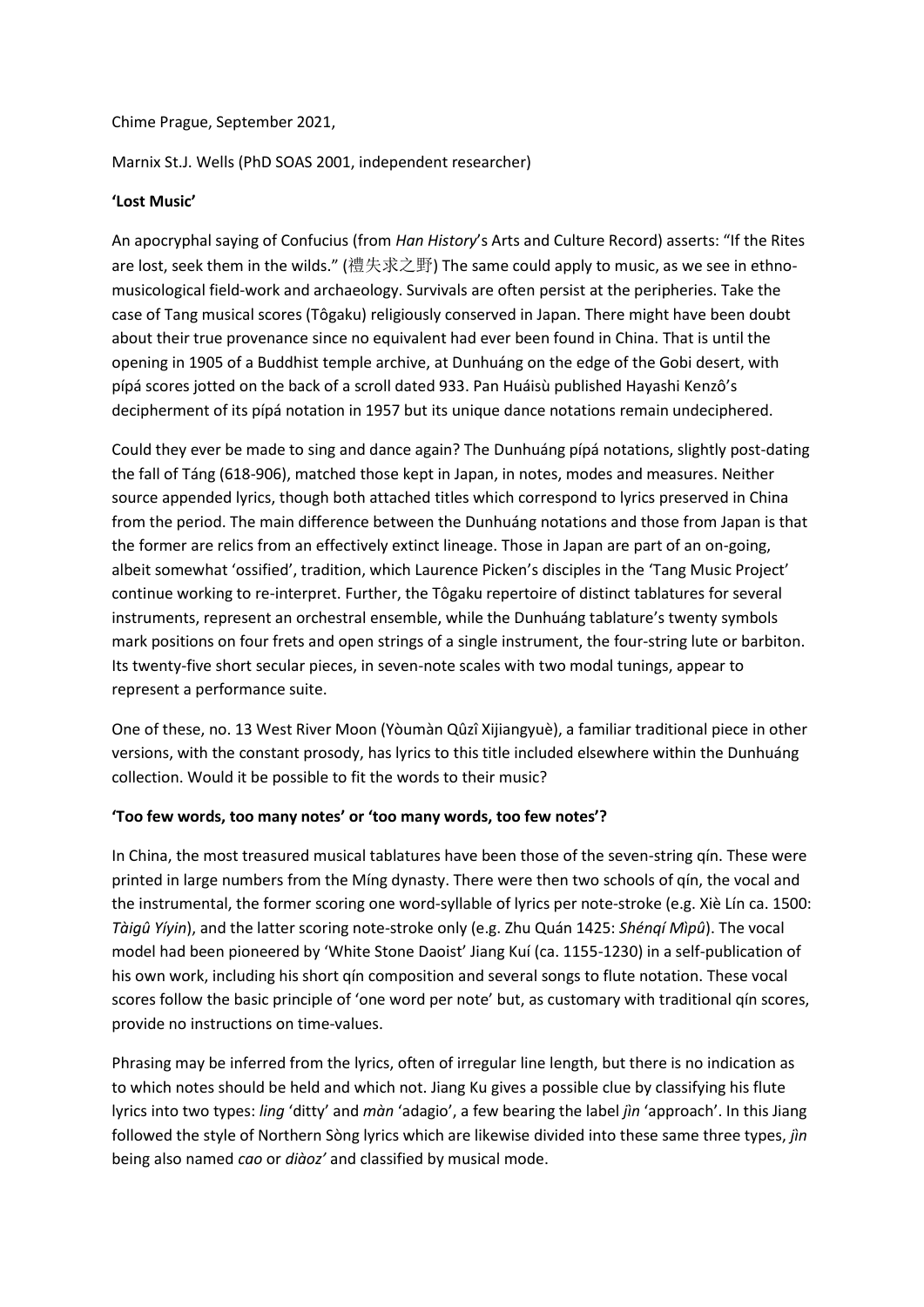Chime Prague, September 2021,

Marnix St.J. Wells (PhD SOAS 2001, independent researcher)

**'Lost Music'**

An apocryphal saying of Confucius (from *Han History*'s Arts and Culture Record) asserts: "If the Rites are lost, seek them in the wilds." (禮失求之野) The same could apply to music, as we see in ethno-musicological field-work and archaeology. Survivals are often persist at the peripheries. Take the case of Tang musical scores (Tôgaku) religiously conserved in Japan. There might have been doubt about their true provenance since no equivalent had ever been found in China. That is until the opening in 1905 of a Buddhist temple archive, at Dunhuáng on the edge of the Gobi desert, with pípá scores jotted on the back of a scroll dated 933. Pan Huáisù published Hayashi Kenzô's decipherment of its pípá notation in 1957 but its unique dance notations remain undeciphered.

Could they ever be made to sing and dance again? The Dunhuáng pípá notations, slightly post-dating the fall of Táng (618-906), matched those kept in Japan, in notes, modes and measures. Neither source appended lyrics, though both attached titles which correspond to lyrics preserved in China from the period. The main difference between the Dunhuáng notations and those from Japan is that the former are relics from an effectively extinct lineage. Those in Japan are part of an on-going, albeit somewhat 'ossified', tradition, which Laurence Picken's disciples in the 'Tang Music Project' continue working to re-interpret. Further, the Tôgaku repertoire of distinct tablatures for several instruments, represent an orchestral ensemble, while the Dunhuáng tablature's twenty symbols mark positions on four frets and open strings of a single instrument, the four-string lute or barbiton. Its twenty-five short secular pieces, in seven-note scales with two modal tunings, appear to represent a performance suite.

One of these, no. 13 West River Moon (Yòumàn Qûzî Xijiangyuè), a familiar traditional piece in other versions, with the constant prosody, has lyrics to this title included elsewhere within the Dunhuáng collection. Would it be possible to fit the words to their music?

**'Too few words, too many notes' or 'too many words, too few notes'?**

In China, the most treasured musical tablatures have been those of the seven-string qín. These were printed in large numbers from the Míng dynasty. There were then two schools of qín, the vocal and the instrumental, the former scoring one word-syllable of lyrics per note-stroke (e.g. Xiè Lín ca. 1500: *Tàigû Yíyin*), and the latter scoring note-stroke only (e.g. Zhu Quán 1425: *Shénqí Mìpû*). The vocal model had been pioneered by 'White Stone Daoist' Jiang Kuí (ca. 1155-1230) in a self-publication of his own work, including his short qín composition and several songs to flute notation. These vocal scores follow the basic principle of 'one word per note' but, as customary with traditional qín scores, provide no instructions on time-values.

Phrasing may be inferred from the lyrics, often of irregular line length, but there is no indication as to which notes should be held and which not. Jiang Ku gives a possible clue by classifying his flute lyrics into two types: *ling* 'ditty' and *màn* 'adagio', a few bearing the label *jìn* 'approach'. In this Jiang followed the style of Northern Sòng lyrics which are likewise divided into these same three types, *jìn* being also named *cao* or *diàoz'* and classified by musical mode.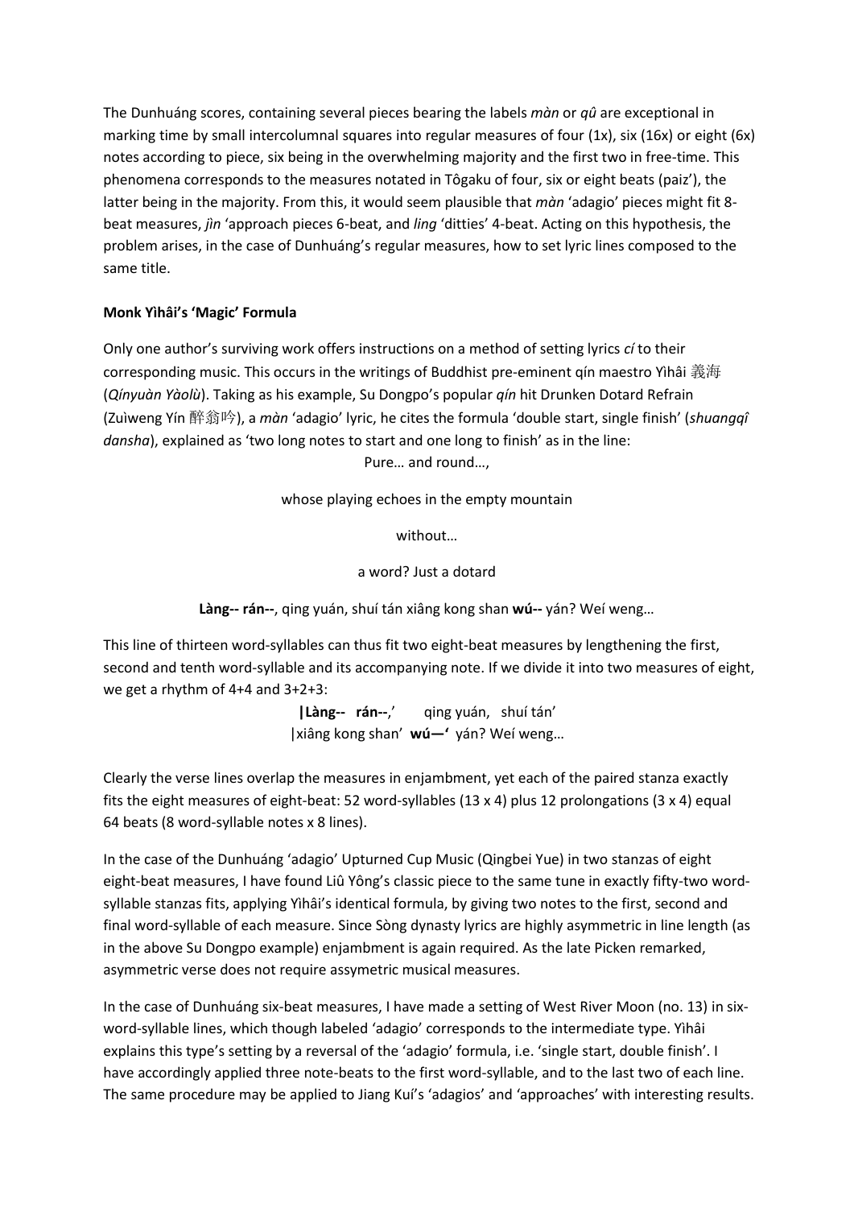The Dunhuáng scores, containing several pieces bearing the labels *màn* or *qû* are exceptional in marking time by small intercolumnal squares into regular measures of four (1x), six (16x) or eight (6x) notes according to piece, six being in the overwhelming majority and the first two in free-time. This phenomena corresponds to the measures notated in Tôgaku of four, six or eight beats (paiz'), the latter being in the majority. From this, it would seem plausible that *màn* 'adagio' pieces might fit 8-beat measures, *jìn* 'approach pieces 6-beat, and *ling* 'ditties' 4-beat. Acting on this hypothesis, the problem arises, in the case of Dunhuáng's regular measures, how to set lyric lines composed to the same title.

**Monk Yìhâi's 'Magic' Formula**

Only one author's surviving work offers instructions on a method of setting lyrics *cí* to their corresponding music. This occurs in the writings of Buddhist pre-eminent qín maestro Yìhâi 義海 (*Qínyuàn Yàolù*). Taking as his example, Su Dongpo's popular *qín* hit Drunken Dotard Refrain (Zuìweng Yín 醉翁吟), a *màn* 'adagio' lyric, he cites the formula 'double start, single finish' (*shuangqî dansha*), explained as 'two long notes to start and one long to finish' as in the line:

Pure… and round…,

whose playing echoes in the empty mountain

without…

a word? Just a dotard

**Làng-- rán--**, qing yuán, shuí tán xiâng kong shan **wú--** yán? Weí weng…

This line of thirteen word-syllables can thus fit two eight-beat measures by lengthening the first, second and tenth word-syllable and its accompanying note. If we divide it into two measures of eight, we get a rhythm of 4+4 and 3+2+3:

**|Làng-- rán--**,' qing yuán, shuí tán'
|xiâng kong shan' **wú—'** yán? Weí weng…

Clearly the verse lines overlap the measures in enjambment, yet each of the paired stanza exactly fits the eight measures of eight-beat: 52 word-syllables (13 x 4) plus 12 prolongations (3 x 4) equal 64 beats (8 word-syllable notes x 8 lines).

In the case of the Dunhuáng 'adagio' Upturned Cup Music (Qingbei Yue) in two stanzas of eight eight-beat measures, I have found Liû Yông's classic piece to the same tune in exactly fifty-two word-syllable stanzas fits, applying Yìhâi's identical formula, by giving two notes to the first, second and final word-syllable of each measure. Since Sòng dynasty lyrics are highly asymmetric in line length (as in the above Su Dongpo example) enjambment is again required. As the late Picken remarked, asymmetric verse does not require assymetric musical measures.

In the case of Dunhuáng six-beat measures, I have made a setting of West River Moon (no. 13) in six-word-syllable lines, which though labeled 'adagio' corresponds to the intermediate type. Yìhâi explains this type's setting by a reversal of the 'adagio' formula, i.e. 'single start, double finish'. I have accordingly applied three note-beats to the first word-syllable, and to the last two of each line. The same procedure may be applied to Jiang Kuí's 'adagios' and 'approaches' with interesting results.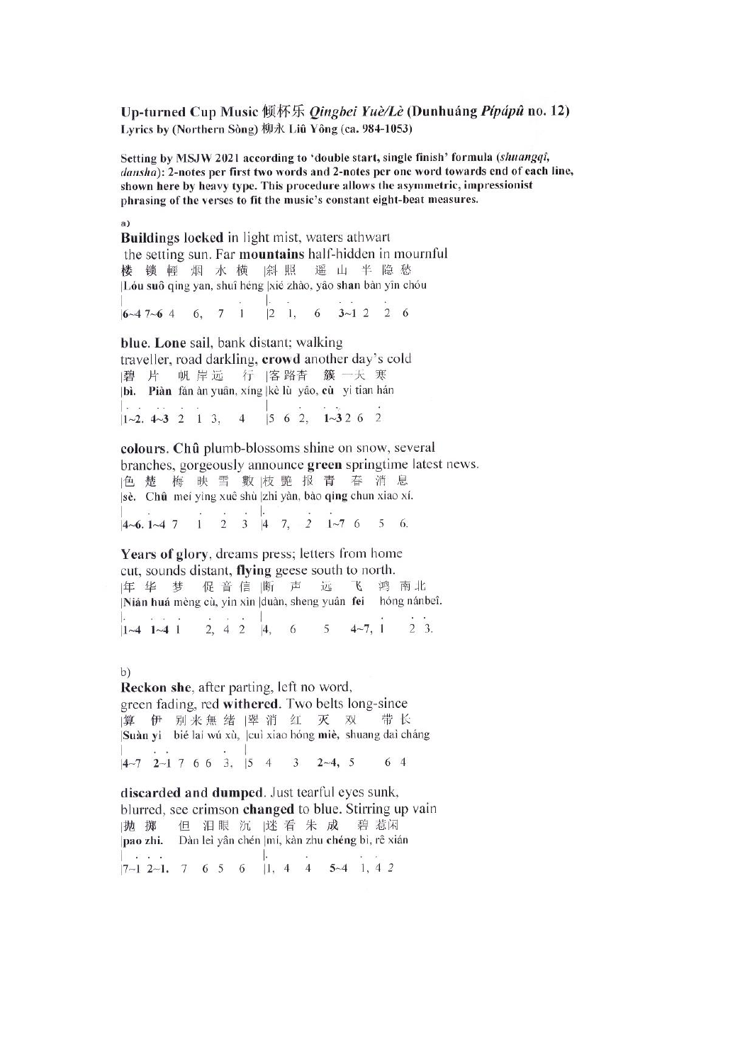**Up-turned Cup Music 倾杯乐 *Qingbei Yuè/Lè* (Dunhuáng *Pípápû* no. 12)**
**Lyrics by (Northern Sòng) 柳永 Liû Yông (ca. 984-1053)**

**Setting by MSJW 2021 according to 'double start, single finish' formula (*shuangqi, dansha*): 2-notes per first two words and 2-notes per one word towards end of each line, shown here by heavy type. This procedure allows the asymmetric, impressionist phrasing of the verses to fit the music's constant eight-beat measures.**

a)

**Buildings locked** in light mist, waters athwart
the setting sun. Far **mountains** half-hidden in mournful

|楼 锁 輕 烟 水 横 |斜 照 遥 山 半 隐 愁
|**Lóu suô** qing yan, shuî héng |xié zhào, yâo **shan** bàn yîn chóu
|**6~4 7~6** 4 6, 7 1 |2 1, 6 **3~1** 2 2 6

**blue. Lone** sail, bank distant; walking
traveller, road darkling, **crowd** another day's cold

|碧 片 帆 岸 远 行 |客 路 杳 簇 一 天 寒
|**bì. Piàn** fàn àn yuân, xíng |kè lù yâo, **cù** yi tian hán
|**1~2. 4~3** 2 1 3, 4 |5 6 2, **1~3** 2 6 2

**colours. Chû** plumb-blossoms shine on snow, several
branches, gorgeously announce **green** springtime latest news.

|色 楚 梅 映 雪 數 |枝 艷 报 青 春 消 息
|**sè. Chû** meí yìng xuê shù |zhi yàn, bào **qing** chun xiao xí.
|**4~6. 1~4** 7 1 2 3 |4 7, 2 **1~7** 6 5 6.

**Years of glory**, dreams press; letters from home
cut, sounds distant, **flying** geese south to north.

|年 华 梦 促 音 信 |断 声 远 飞 鸿 南 北
|**Nián huá** mèng cù, yin xìn |duàn, sheng yuán **fei** hóng nánbeî.
|**1~4 1~4** 1 2, 4 2 |4, 6 5 **4~7**, 1 2 3.

b)

**Reckon she**, after parting, left no word,
green fading, red **withered**. Two belts long-since

|算 伊 别 来 無 绪 |翠 消 红 灭 双 带 长
|**Suàn yi** bié lai wú xù, |cuì xiao hóng **miè**, shuang dai cháng
|**4~7 2~1** 7 6 6 3, |5 4 3 **2~4**, 5 6 4

**discarded and dumped**. Just tearful eyes sunk,
blurred, see crimson **changed** to blue. Stirring up vain

|抛 掷 但 泪 眼 沉 |迷 看 朱 成 碧 惹 闲
|**pao zhi.** Dàn leì yân chén |mí, kàn zhu **chéng** bì, rê xián
|**7~1 2~1.** 7 6 5 6 |1, 4 4 **5~4** 1, 4 2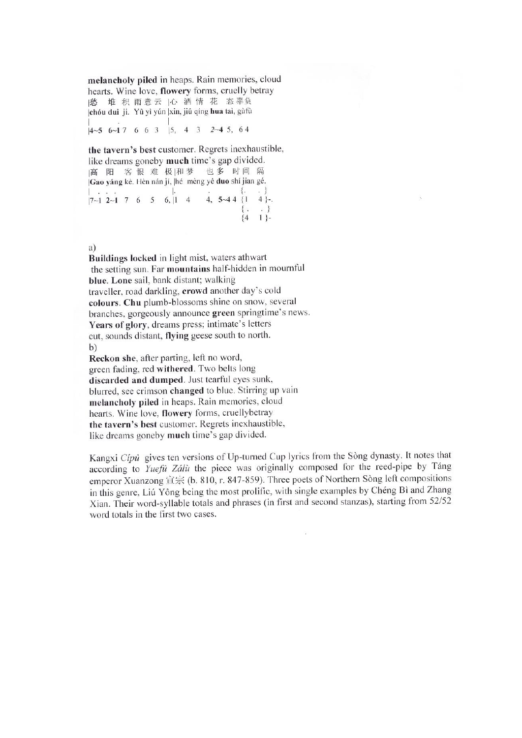**melancholy piled** in heaps. Rain memories, cloud hearts. Wine love, **flowery** forms, cruelly betray

|愁 堆 积 雨 意 云 |心 酒 情 花 态 辜负

|**chóu duī** jī. Yǔ yì yún |**xīn**, jiǔ qíng **huā** tài, gūfù

|4~5 6~1 7 6 6 3 |5, 4 3 2~4 5, 6 4

**the tavern's best** customer. Regrets inexhaustible, like dreams goneby **much** time's gap divided.

|高 阳 客 恨 难 极 |和 梦 也 多 时 间 隔

|**Gao yáng** kè. Hèn nán jí, |hé mèng yě **duo** shí jian gé.

|7~1 2~1 7 6 5 6, |1 4 4, 5~4 4 {1 4}-.

{4 1}-

a)

**Buildings locked** in light mist, waters athwart the setting sun. Far **mountains** half-hidden in mournful **blue. Lone** sail, bank distant; walking traveller, road darkling, **crowd** another day's cold **colours. Chu** plumb-blossoms shine on snow, several branches, gorgeously announce **green** springtime's news. **Years of glory**, dreams press; intimate's letters cut, sounds distant, **flying** geese south to north.

b)

**Reckon she**, after parting, left no word, green fading, red **withered**. Two belts long **discarded and dumped**. Just tearful eyes sunk, blurred, see crimson **changed** to blue. Stirring up vain **melancholy piled** in heaps. Rain memories, cloud hearts. Wine love, **flowery** forms, cruellybetray **the tavern's best** customer. Regrets inexhaustible, like dreams goneby **much** time's gap divided.

Kangxi *Cípǔ* gives ten versions of Up-turned Cup lyrics from the Sòng dynasty. It notes that according to *Yuefǔ Zálù* the piece was originally composed for the reed-pipe by Táng emperor Xuanzong 宣宗 (b. 810, r. 847-859). Three poets of Northern Sòng left compositions in this genre, Liú Yǒng being the most prolific, with single examples by Chéng Bì and Zhang Xian. Their word-syllable totals and phrases (in first and second stanzas), starting from 52/52 word totals in the first two cases.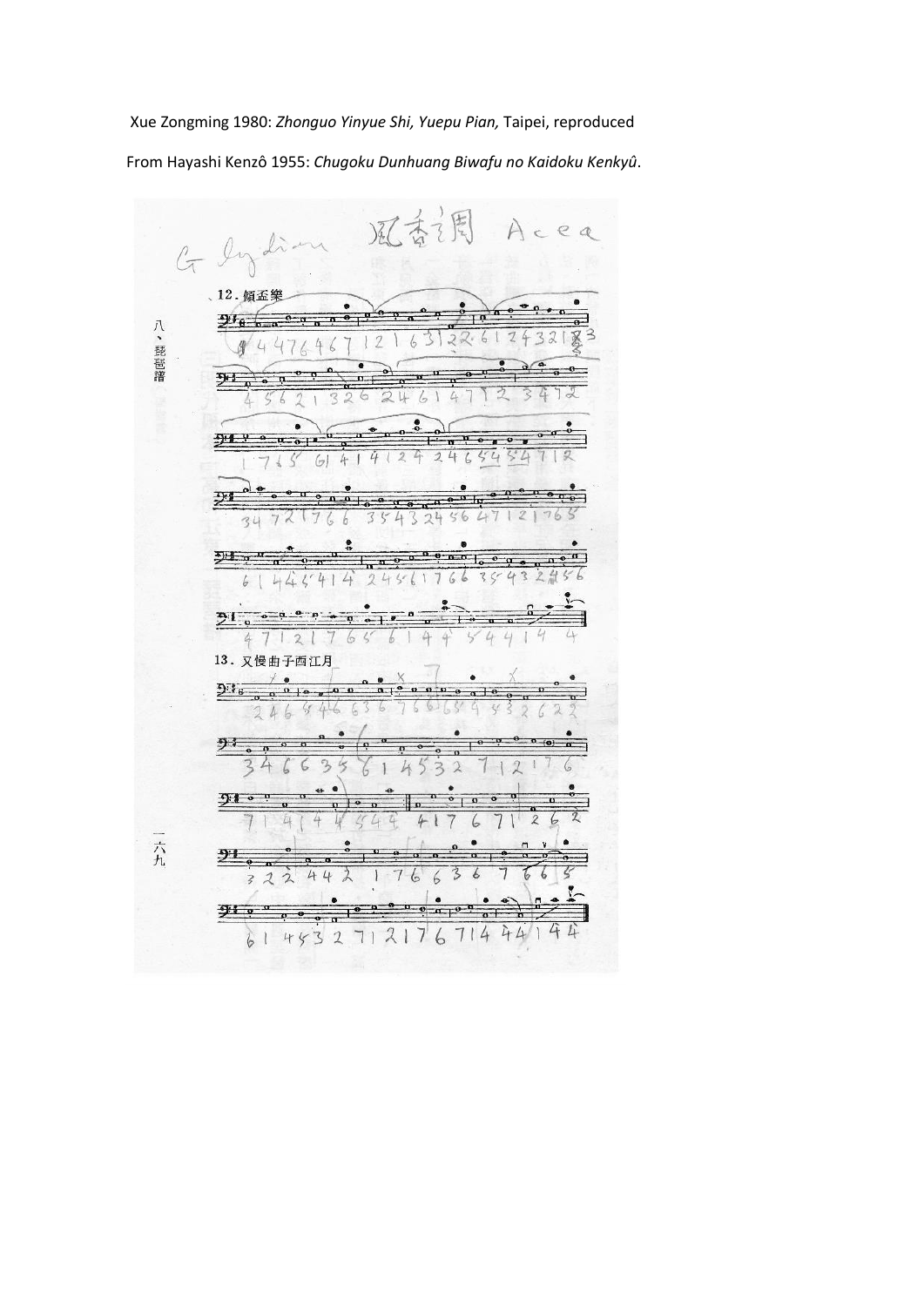Xue Zongming 1980: *Zhonguo Yinyue Shi, Yuepu Pian,* Taipei, reproduced

From Hayashi Kenzô 1955: *Chugoku Dunhuang Biwafu no Kaidoku Kenkyû*.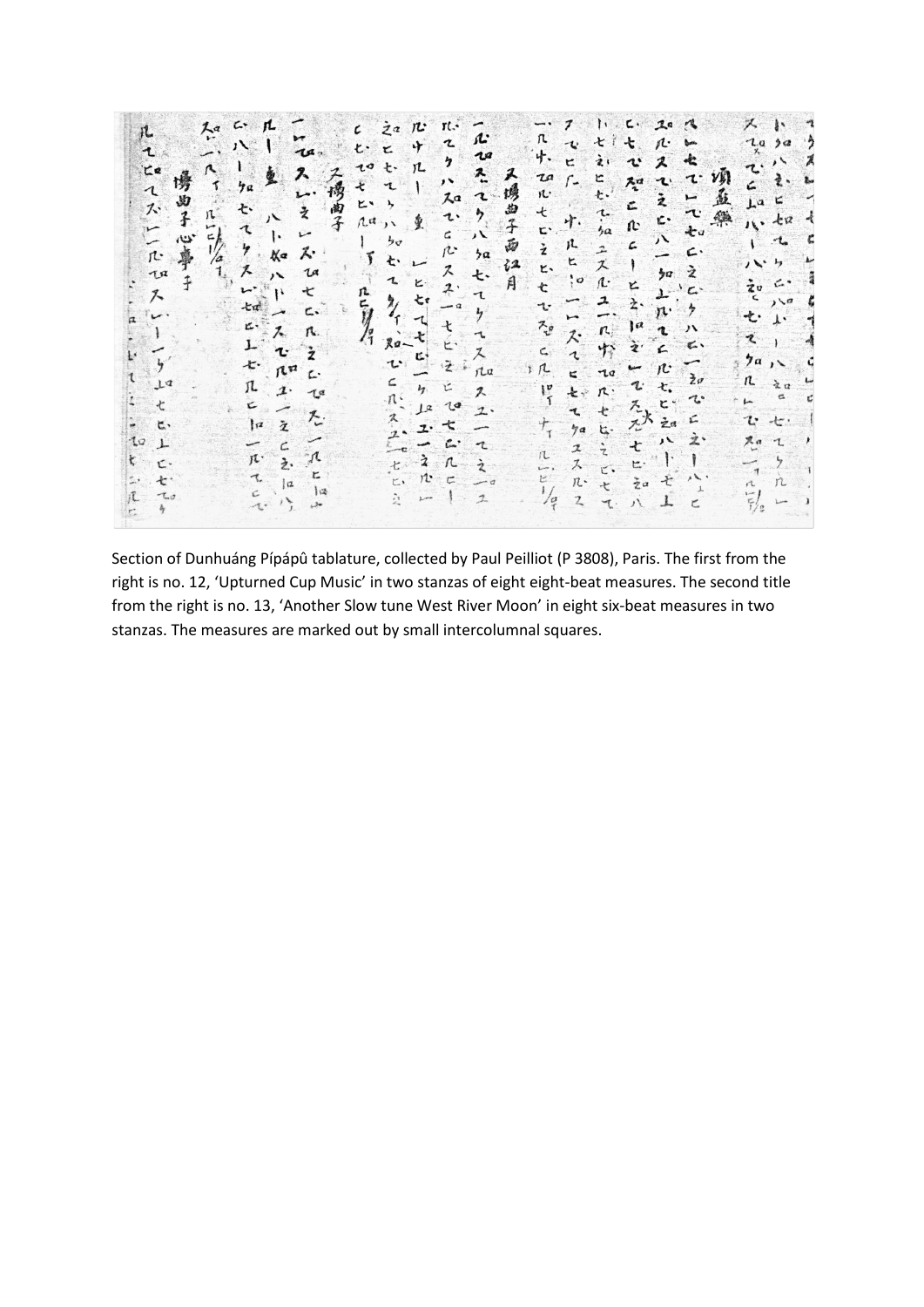Section of Dunhuáng Pípápû tablature, collected by Paul Peilliot (P 3808), Paris. The first from the right is no. 12, 'Upturned Cup Music' in two stanzas of eight eight-beat measures. The second title from the right is no. 13, 'Another Slow tune West River Moon' in eight six-beat measures in two stanzas. The measures are marked out by small intercolumnal squares.